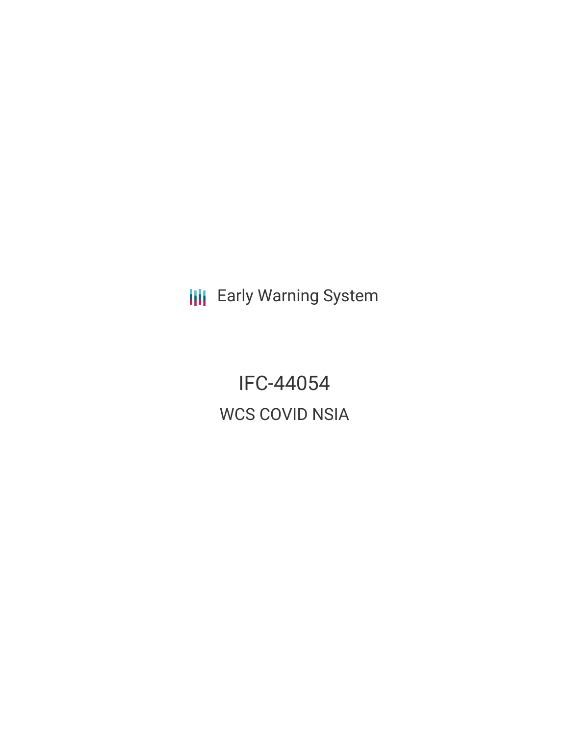Early Warning System

# IFC-44054

## WCS COVID NSIA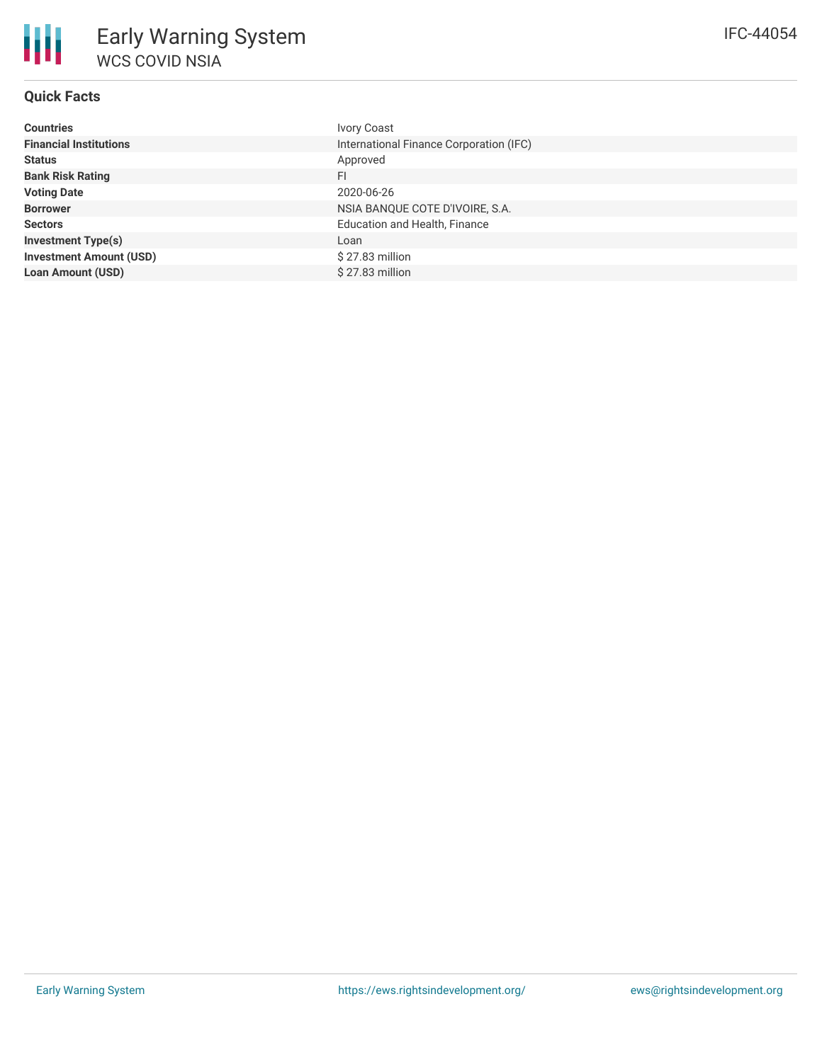# Early Warning System

## WCS COVID NSIA

IFC-44054

### Quick Facts

| | |
|---|---|
| **Countries** | Ivory Coast |
| **Financial Institutions** | International Finance Corporation (IFC) |
| **Status** | Approved |
| **Bank Risk Rating** | FI |
| **Voting Date** | 2020-06-26 |
| **Borrower** | NSIA BANQUE COTE D'IVOIRE, S.A. |
| **Sectors** | Education and Health, Finance |
| **Investment Type(s)** | Loan |
| **Investment Amount (USD)** | $ 27.83 million |
| **Loan Amount (USD)** | $ 27.83 million |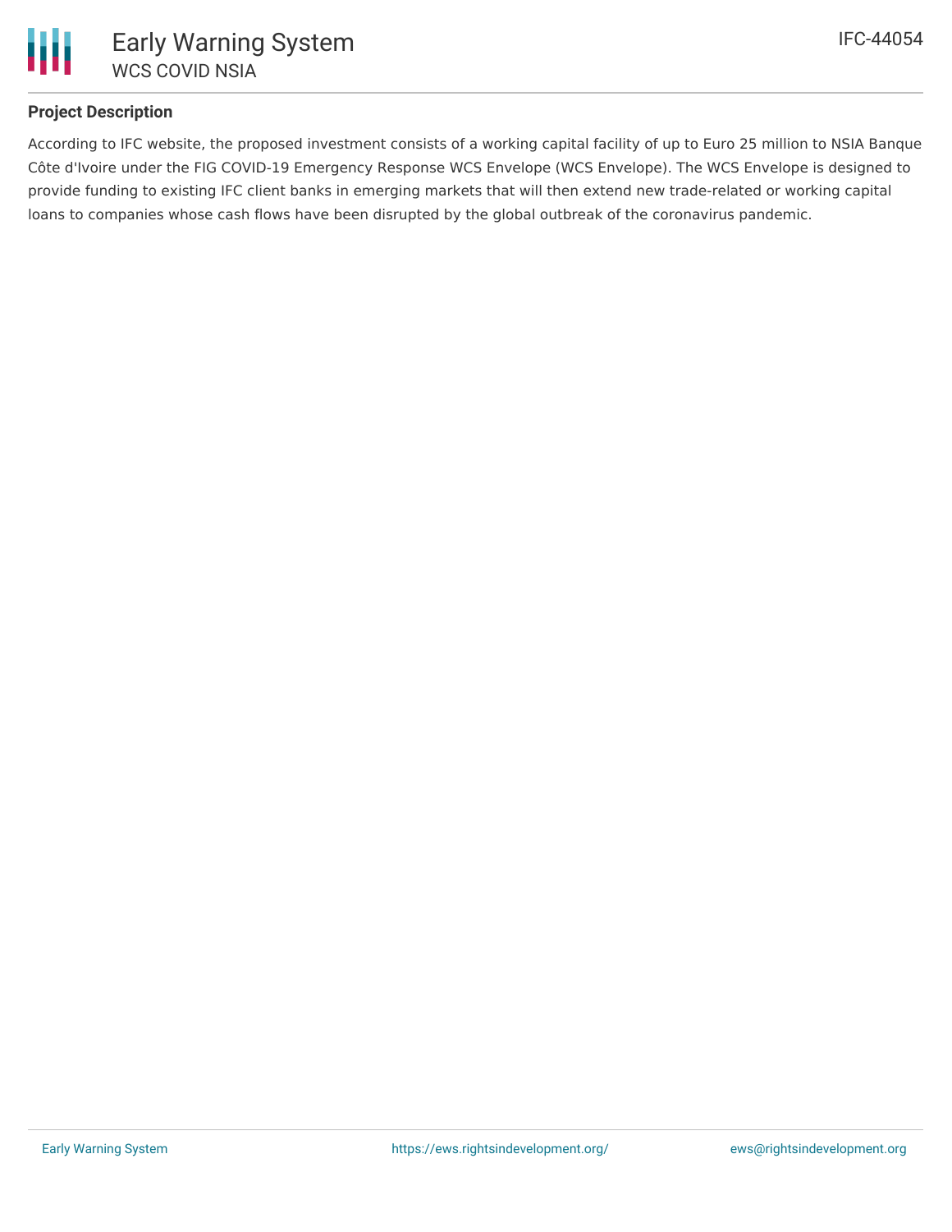## Project Description

According to IFC website, the proposed investment consists of a working capital facility of up to Euro 25 million to NSIA Banque Côte d'Ivoire under the FIG COVID-19 Emergency Response WCS Envelope (WCS Envelope). The WCS Envelope is designed to provide funding to existing IFC client banks in emerging markets that will then extend new trade-related or working capital loans to companies whose cash flows have been disrupted by the global outbreak of the coronavirus pandemic.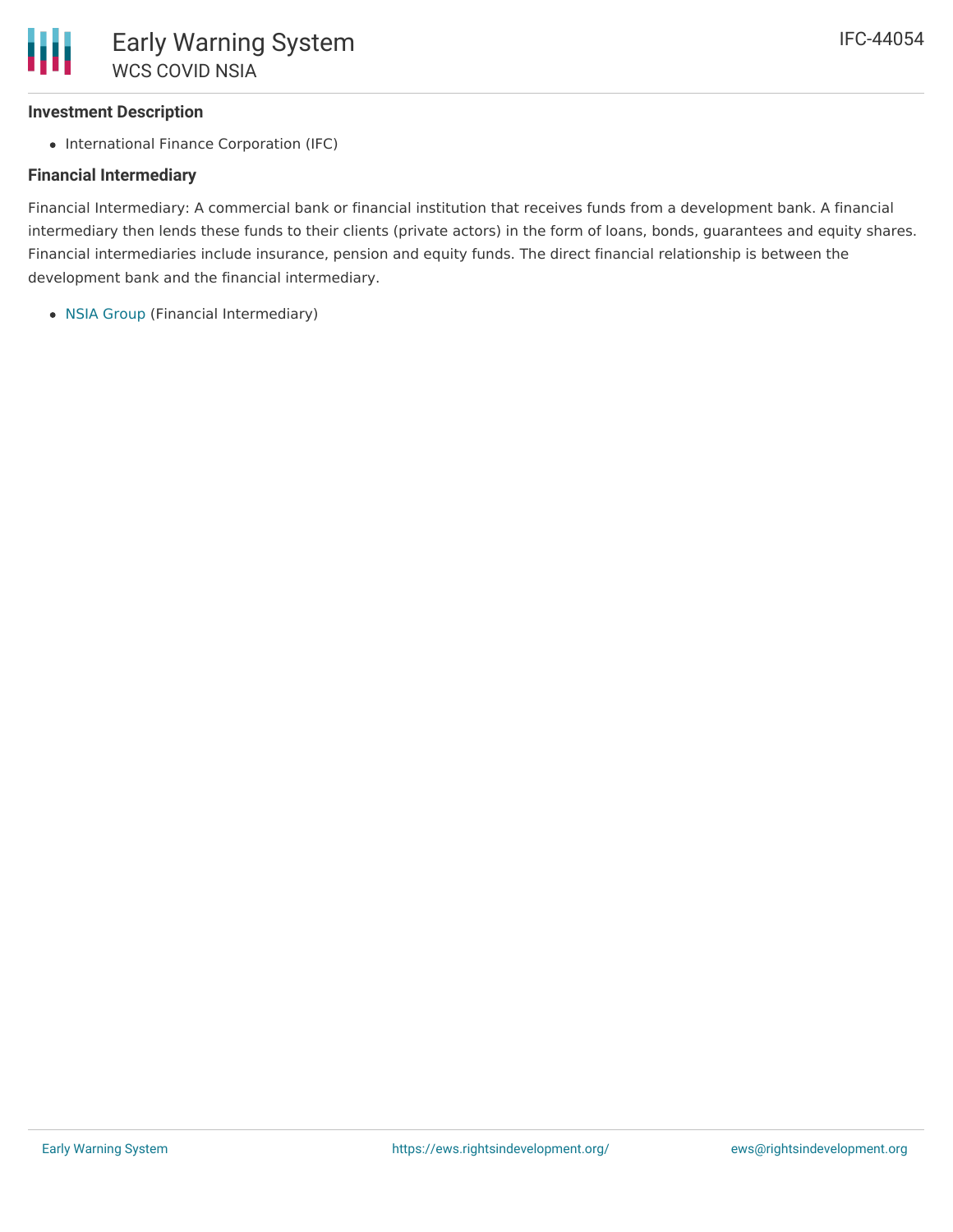### Investment Description

- International Finance Corporation (IFC)

### Financial Intermediary

Financial Intermediary: A commercial bank or financial institution that receives funds from a development bank. A financial intermediary then lends these funds to their clients (private actors) in the form of loans, bonds, guarantees and equity shares. Financial intermediaries include insurance, pension and equity funds. The direct financial relationship is between the development bank and the financial intermediary.

- NSIA Group (Financial Intermediary)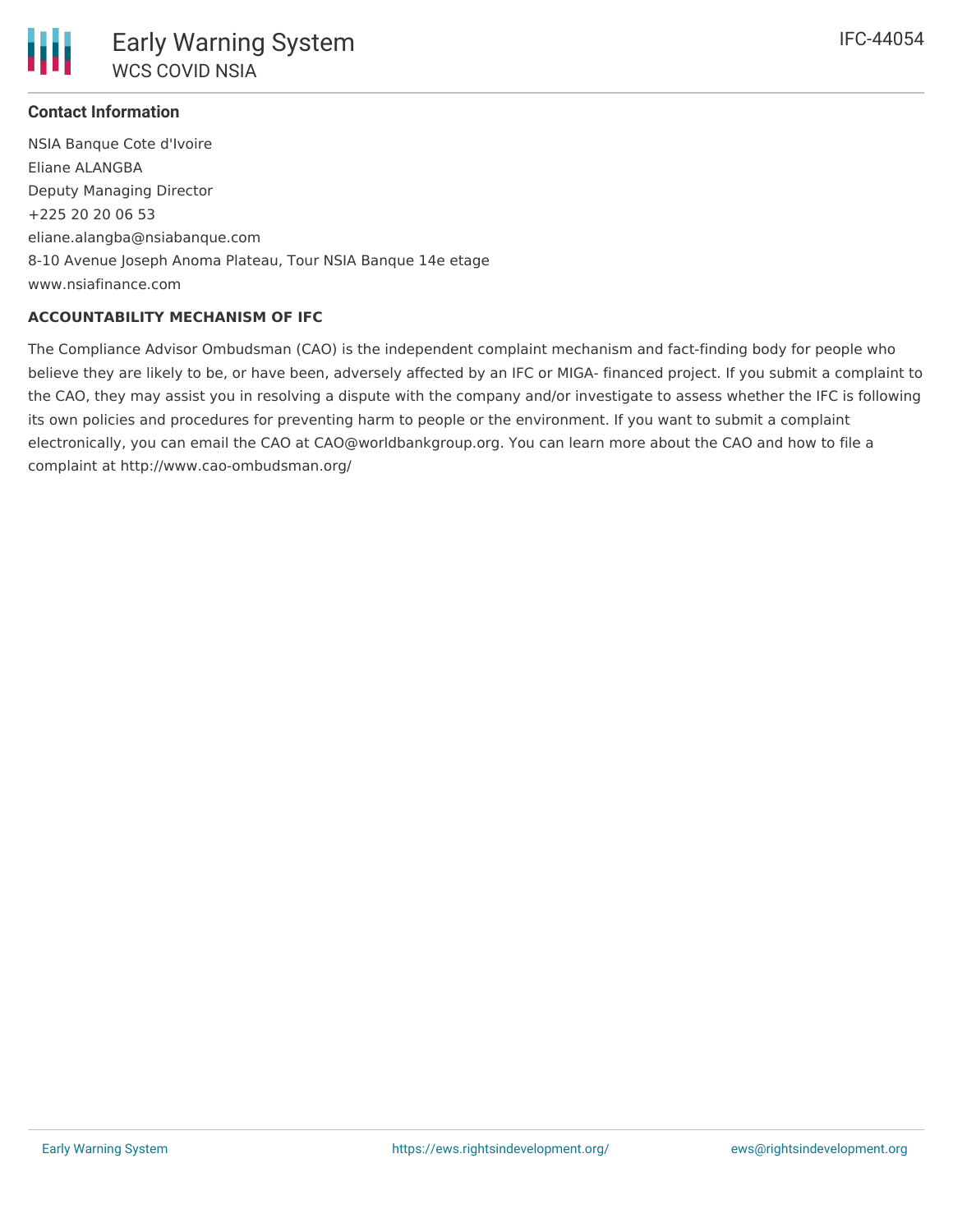## Contact Information

NSIA Banque Cote d'Ivoire
Eliane ALANGBA
Deputy Managing Director
+225 20 20 06 53
eliane.alangba@nsiabanque.com
8-10 Avenue Joseph Anoma Plateau, Tour NSIA Banque 14e etage
www.nsiafinance.com

### ACCOUNTABILITY MECHANISM OF IFC

The Compliance Advisor Ombudsman (CAO) is the independent complaint mechanism and fact-finding body for people who believe they are likely to be, or have been, adversely affected by an IFC or MIGA- financed project. If you submit a complaint to the CAO, they may assist you in resolving a dispute with the company and/or investigate to assess whether the IFC is following its own policies and procedures for preventing harm to people or the environment. If you want to submit a complaint electronically, you can email the CAO at CAO@worldbankgroup.org. You can learn more about the CAO and how to file a complaint at http://www.cao-ombudsman.org/